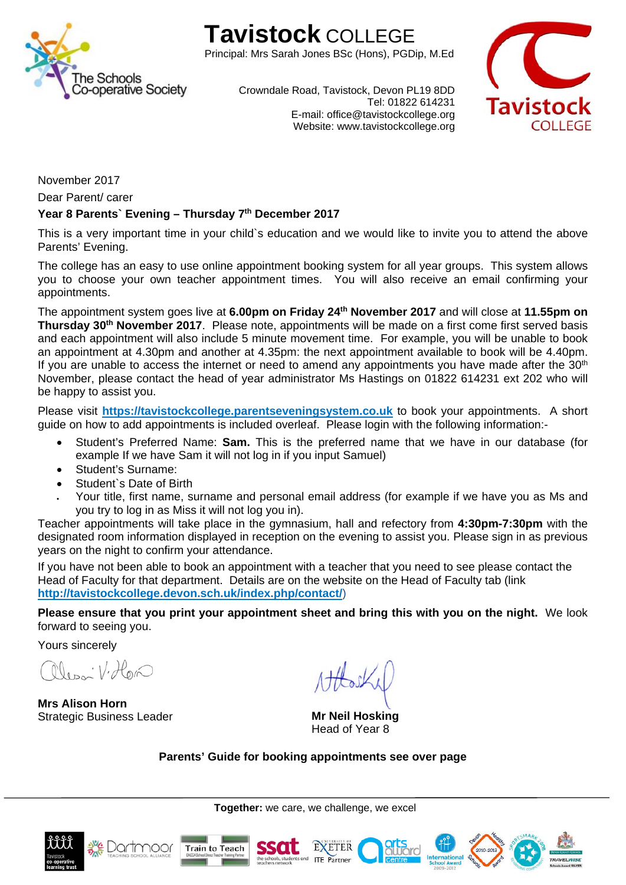# Tavistock COLLEGE

Principal: Mrs Sarah Jones BSc (Hons), PGDip, M.Ed

Crowndale Road, Tavistock, Devon PL19 8DD
Tel: 01822 614231
E-mail: office@tavistockcollege.org
Website: www.tavistockcollege.org

November 2017

Dear Parent/ carer

**Year 8 Parents` Evening – Thursday 7th December 2017**

This is a very important time in your child`s education and we would like to invite you to attend the above Parents' Evening.

The college has an easy to use online appointment booking system for all year groups. This system allows you to choose your own teacher appointment times. You will also receive an email confirming your appointments.

The appointment system goes live at **6.00pm on Friday 24th November 2017** and will close at **11.55pm on Thursday 30th November 2017**. Please note, appointments will be made on a first come first served basis and each appointment will also include 5 minute movement time. For example, you will be unable to book an appointment at 4.30pm and another at 4.35pm: the next appointment available to book will be 4.40pm. If you are unable to access the internet or need to amend any appointments you have made after the 30th November, please contact the head of year administrator Ms Hastings on 01822 614231 ext 202 who will be happy to assist you.

Please visit **https://tavistockcollege.parentseveningsystem.co.uk** to book your appointments. A short guide on how to add appointments is included overleaf. Please login with the following information:-

- Student's Preferred Name: **Sam.** This is the preferred name that we have in our database (for example If we have Sam it will not log in if you input Samuel)
- Student's Surname:
- Student`s Date of Birth
- Your title, first name, surname and personal email address (for example if we have you as Ms and you try to log in as Miss it will not log you in).

Teacher appointments will take place in the gymnasium, hall and refectory from **4:30pm-7:30pm** with the designated room information displayed in reception on the evening to assist you. Please sign in as previous years on the night to confirm your attendance.

If you have not been able to book an appointment with a teacher that you need to see please contact the Head of Faculty for that department. Details are on the website on the Head of Faculty tab (link **http://tavistockcollege.devon.sch.uk/index.php/contact/**)

**Please ensure that you print your appointment sheet and bring this with you on the night.** We look forward to seeing you.

Yours sincerely

**Mrs Alison Horn**
Strategic Business Leader

**Mr Neil Hosking**
Head of Year 8

**Parents' Guide for booking appointments see over page**

**Together:** we care, we challenge, we excel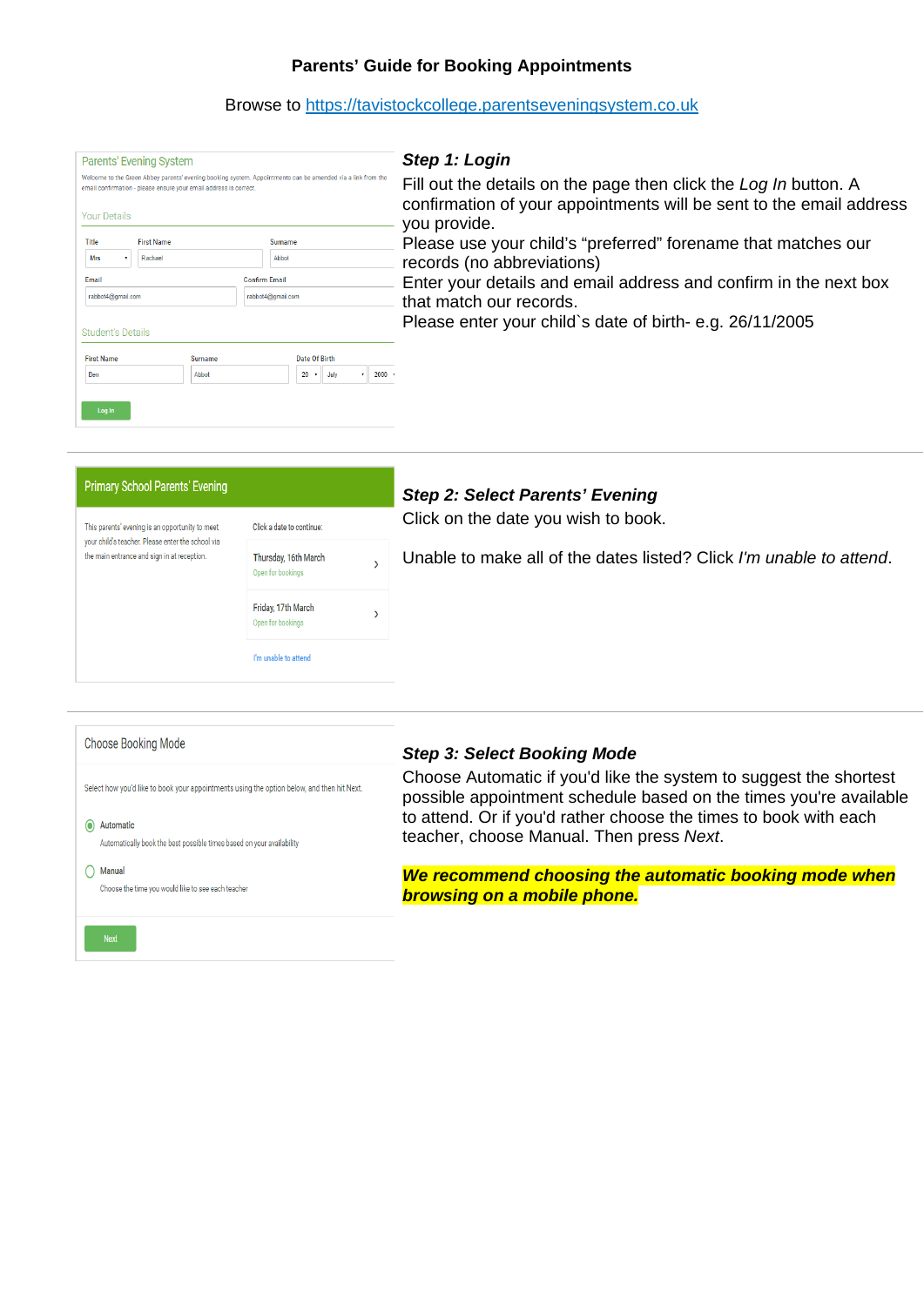**Parents' Guide for Booking Appointments**

Browse to https://tavistockcollege.parentseveningsystem.co.uk

Parents' Evening System

Welcome to the Green Abbey parents' evening booking system. Appointments can be amended via a link from the email confirmation - please ensure your email address is correct.

Your Details

| Title | First Name | Surname |
|---|---|---|
| Mrs | Rachael | Abbot |

| Email | Confirm Email |
|---|---|
| rabbot4@gmail.com | rabbot4@gmail.com |

Student's Details

| First Name | Surname | Date Of Birth |
|---|---|---|
| Ben | Abbot | 20 July 2000 |

Log In

### *Step 1: Login*

Fill out the details on the page then click the *Log In* button. A confirmation of your appointments will be sent to the email address you provide.

Please use your child's "preferred" forename that matches our records (no abbreviations)

Enter your details and email address and confirm in the next box that match our records.

Please enter your child`s date of birth- e.g. 26/11/2005

---

Primary School Parents' Evening

This parents' evening is an opportunity to meet your child's teacher. Please enter the school via the main entrance and sign in at reception.

Click a date to continue:

- Thursday, 16th March – Open for bookings
- Friday, 17th March – Open for bookings

I'm unable to attend

### *Step 2: Select Parents' Evening*

Click on the date you wish to book.

Unable to make all of the dates listed? Click *I'm unable to attend*.

---

Choose Booking Mode

Select how you'd like to book your appointments using the option below, and then hit Next.

- Automatic – Automatically book the best possible times based on your availability
- Manual – Choose the time you would like to see each teacher

Next

### *Step 3: Select Booking Mode*

Choose Automatic if you'd like the system to suggest the shortest possible appointment schedule based on the times you're available to attend. Or if you'd rather choose the times to book with each teacher, choose Manual. Then press *Next*.

***We recommend choosing the automatic booking mode when browsing on a mobile phone.***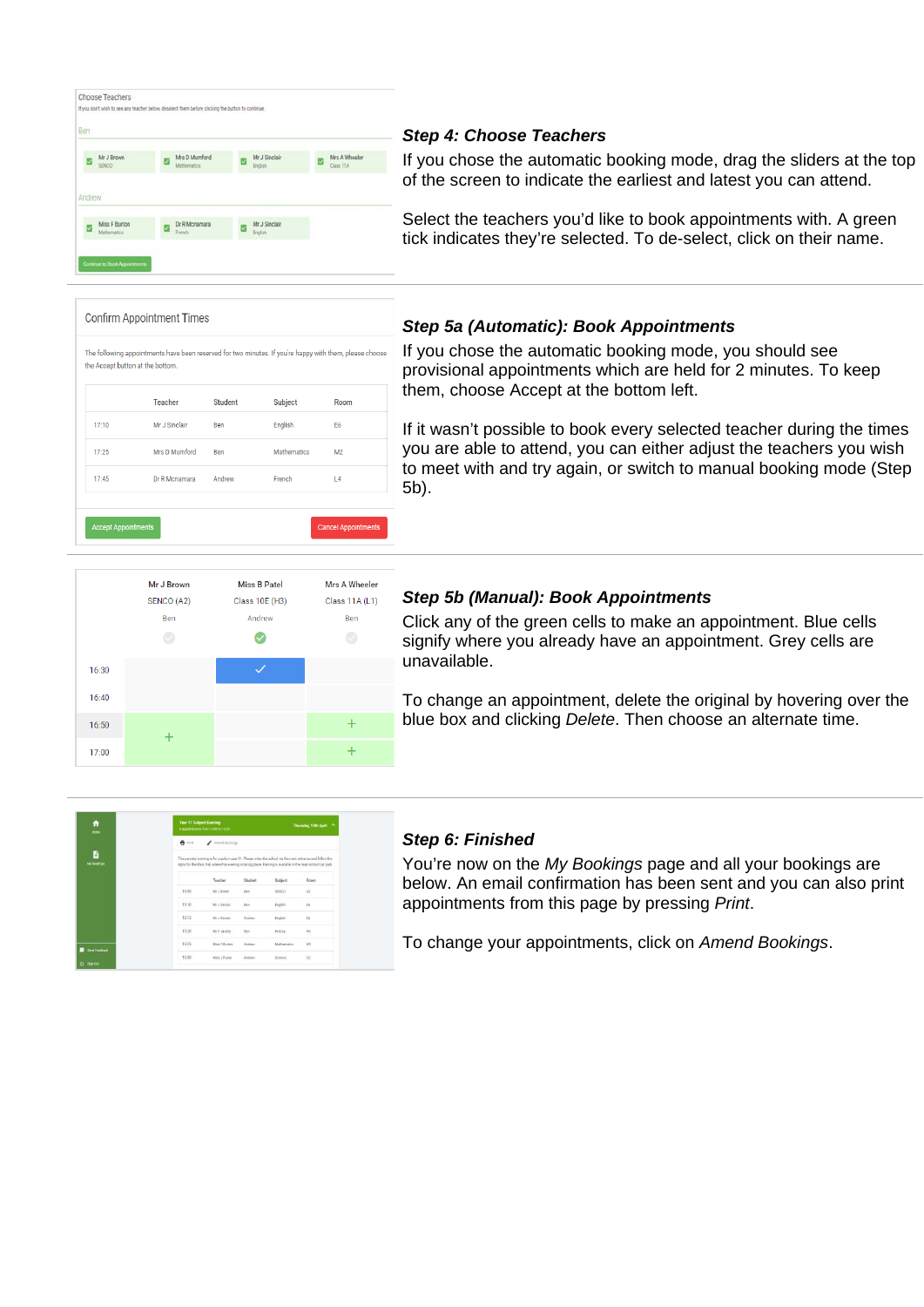### *Step 4: Choose Teachers*

If you chose the automatic booking mode, drag the sliders at the top of the screen to indicate the earliest and latest you can attend.

Select the teachers you'd like to book appointments with. A green tick indicates they're selected. To de-select, click on their name.

### *Step 5a (Automatic): Book Appointments*

If you chose the automatic booking mode, you should see provisional appointments which are held for 2 minutes. To keep them, choose Accept at the bottom left.

If it wasn't possible to book every selected teacher during the times you are able to attend, you can either adjust the teachers you wish to meet with and try again, or switch to manual booking mode (Step 5b).

### *Step 5b (Manual): Book Appointments*

Click any of the green cells to make an appointment. Blue cells signify where you already have an appointment. Grey cells are unavailable.

To change an appointment, delete the original by hovering over the blue box and clicking *Delete*. Then choose an alternate time.

### *Step 6: Finished*

You're now on the *My Bookings* page and all your bookings are below. An email confirmation has been sent and you can also print appointments from this page by pressing *Print*.

To change your appointments, click on *Amend Bookings*.